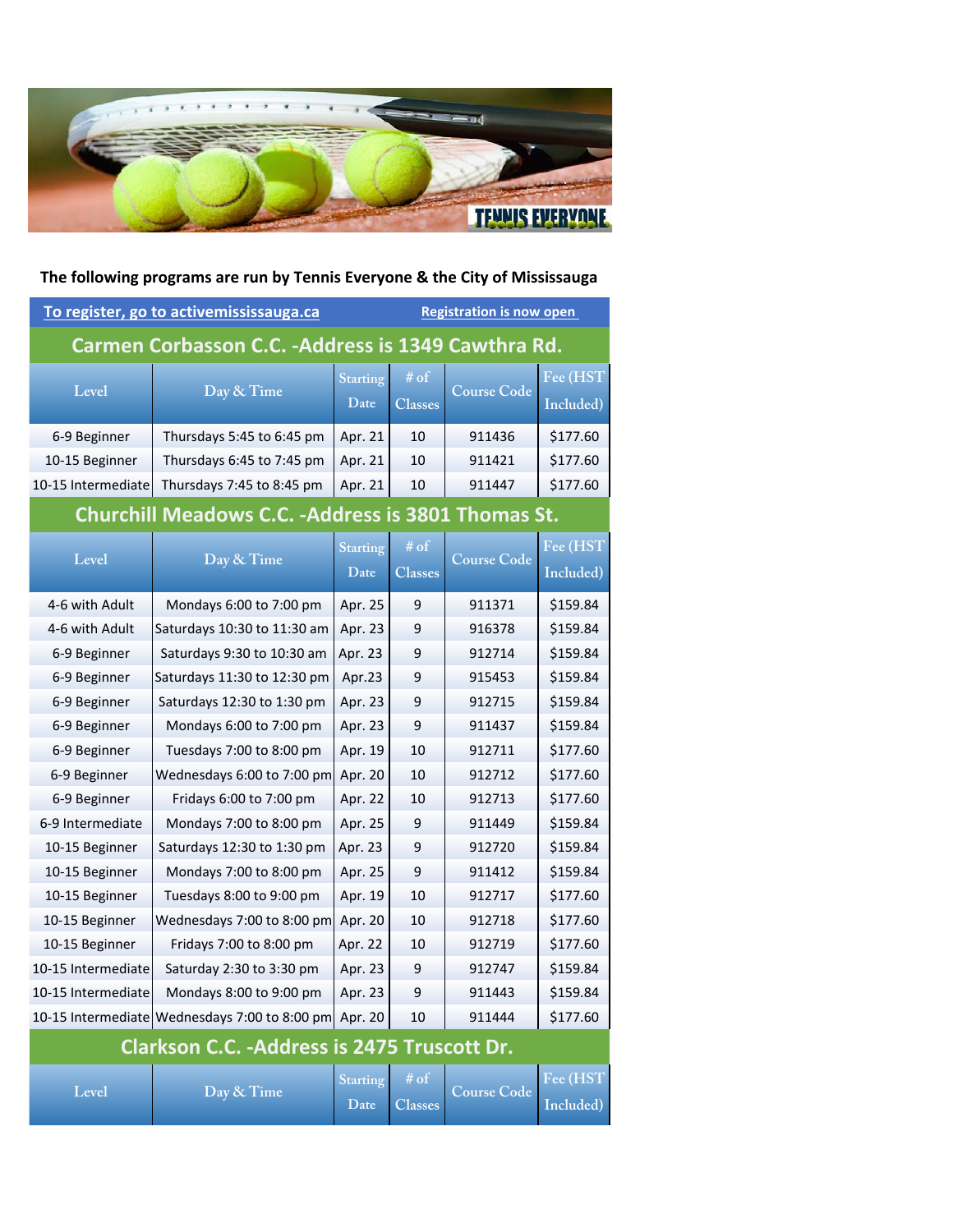**The following programs are run by Tennis Everyone & the City of Mississauga**

**To register, go to activemississauga.ca** — **Registration is now open**

## Carmen Corbasson C.C. -Address is 1349 Cawthra Rd.

| Level | Day & Time | Starting Date | # of Classes | Course Code | Fee (HST Included) |
|---|---|---|---|---|---|
| 6-9 Beginner | Thursdays 5:45 to 6:45 pm | Apr. 21 | 10 | 911436 | $177.60 |
| 10-15 Beginner | Thursdays 6:45 to 7:45 pm | Apr. 21 | 10 | 911421 | $177.60 |
| 10-15 Intermediate | Thursdays 7:45 to 8:45 pm | Apr. 21 | 10 | 911447 | $177.60 |

## Churchill Meadows C.C. -Address is 3801 Thomas St.

| Level | Day & Time | Starting Date | # of Classes | Course Code | Fee (HST Included) |
|---|---|---|---|---|---|
| 4-6 with Adult | Mondays 6:00 to 7:00 pm | Apr. 25 | 9 | 911371 | $159.84 |
| 4-6 with Adult | Saturdays 10:30 to 11:30 am | Apr. 23 | 9 | 916378 | $159.84 |
| 6-9 Beginner | Saturdays 9:30 to 10:30 am | Apr. 23 | 9 | 912714 | $159.84 |
| 6-9 Beginner | Saturdays 11:30 to 12:30 pm | Apr.23 | 9 | 915453 | $159.84 |
| 6-9 Beginner | Saturdays 12:30 to 1:30 pm | Apr. 23 | 9 | 912715 | $159.84 |
| 6-9 Beginner | Mondays 6:00 to 7:00 pm | Apr. 23 | 9 | 911437 | $159.84 |
| 6-9 Beginner | Tuesday 7:00 to 8:00 pm | Apr. 19 | 10 | 912711 | $177.60 |
| 6-9 Beginner | Wednesdays 6:00 to 7:00 pm | Apr. 20 | 10 | 912712 | $177.60 |
| 6-9 Beginner | Fridays 6:00 to 7:00 pm | Apr. 22 | 10 | 912713 | $177.60 |
| 6-9 Intermediate | Mondays 7:00 to 8:00 pm | Apr. 25 | 9 | 911449 | $159.84 |
| 10-15 Beginner | Saturdays 12:30 to 1:30 pm | Apr. 23 | 9 | 912720 | $159.84 |
| 10-15 Beginner | Mondays 7:00 to 8:00 pm | Apr. 25 | 9 | 911412 | $159.84 |
| 10-15 Beginner | Tuesdays 8:00 to 9:00 pm | Apr. 19 | 10 | 912717 | $177.60 |
| 10-15 Beginner | Wednesdays 7:00 to 8:00 pm | Apr. 20 | 10 | 912718 | $177.60 |
| 10-15 Beginner | Fridays 7:00 to 8:00 pm | Apr. 22 | 10 | 912719 | $177.60 |
| 10-15 Intermediate | Saturday 2:30 to 3:30 pm | Apr. 23 | 9 | 912747 | $159.84 |
| 10-15 Intermediate | Mondays 8:00 to 9:00 pm | Apr. 23 | 9 | 911443 | $159.84 |
| 10-15 Intermediate | Wednesdays 7:00 to 8:00 pm | Apr. 20 | 10 | 911444 | $177.60 |

## Clarkson C.C. -Address is 2475 Truscott Dr.

| Level | Day & Time | Starting Date | # of Classes | Course Code | Fee (HST Included) |
|---|---|---|---|---|---|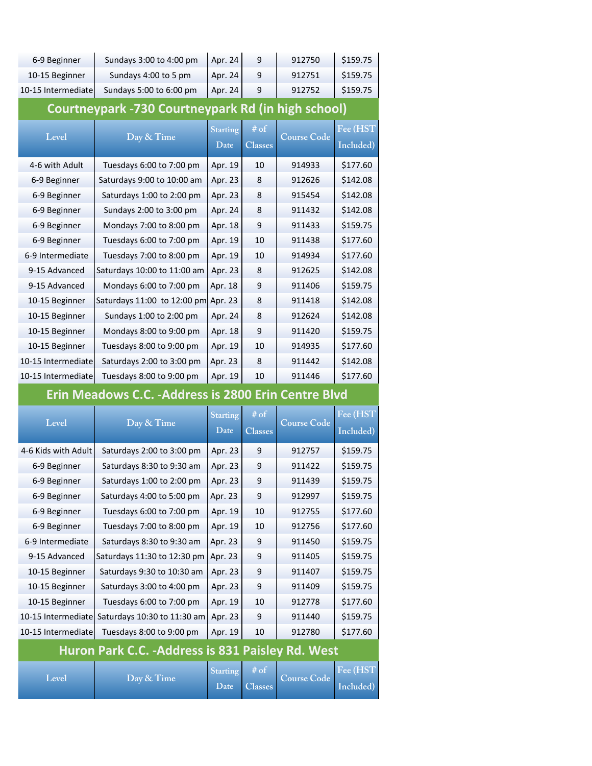| Level | Day & Time | Starting Date | # of Classes | Course Code | Fee (HST Included) |
|---|---|---|---|---|---|
| 6-9 Beginner | Sundays 3:00 to 4:00 pm | Apr. 24 | 9 | 912750 | $159.75 |
| 10-15 Beginner | Sundays 4:00 to 5 pm | Apr. 24 | 9 | 912751 | $159.75 |
| 10-15 Intermediate | Sundays 5:00 to 6:00 pm | Apr. 24 | 9 | 912752 | $159.75 |

## Courtneypark -730 Courtneypark Rd (in high school)

| Level | Day & Time | Starting Date | # of Classes | Course Code | Fee (HST Included) |
|---|---|---|---|---|---|
| 4-6 with Adult | Tuesdays 6:00 to 7:00 pm | Apr. 19 | 10 | 914933 | $177.60 |
| 6-9 Beginner | Saturdays 9:00 to 10:00 am | Apr. 23 | 8 | 912626 | $142.08 |
| 6-9 Beginner | Saturdays 1:00 to 2:00 pm | Apr. 23 | 8 | 915454 | $142.08 |
| 6-9 Beginner | Sundays 2:00 to 3:00 pm | Apr. 24 | 8 | 911432 | $142.08 |
| 6-9 Beginner | Mondays 7:00 to 8:00 pm | Apr. 18 | 9 | 911433 | $159.75 |
| 6-9 Beginner | Tuesdays 6:00 to 7:00 pm | Apr. 19 | 10 | 911438 | $177.60 |
| 6-9 Intermediate | Tuesdays 7:00 to 8:00 pm | Apr. 19 | 10 | 914934 | $177.60 |
| 9-15 Advanced | Saturdays 10:00 to 11:00 am | Apr. 23 | 8 | 912625 | $142.08 |
| 9-15 Advanced | Mondays 6:00 to 7:00 pm | Apr. 18 | 9 | 911406 | $159.75 |
| 10-15 Beginner | Saturdays 11:00 to 12:00 pm | Apr. 23 | 8 | 911418 | $142.08 |
| 10-15 Beginner | Sundays 1:00 to 2:00 pm | Apr. 24 | 8 | 912624 | $142.08 |
| 10-15 Beginner | Mondays 8:00 to 9:00 pm | Apr. 18 | 9 | 911420 | $159.75 |
| 10-15 Beginner | Tuesdays 8:00 to 9:00 pm | Apr. 19 | 10 | 914935 | $177.60 |
| 10-15 Intermediate | Saturdays 2:00 to 3:00 pm | Apr. 23 | 8 | 911442 | $142.08 |
| 10-15 Intermediate | Tuesdays 8:00 to 9:00 pm | Apr. 19 | 10 | 911446 | $177.60 |

## Erin Meadows C.C. -Address is 2800 Erin Centre Blvd

| Level | Day & Time | Starting Date | # of Classes | Course Code | Fee (HST Included) |
|---|---|---|---|---|---|
| 4-6 Kids with Adult | Saturdays 2:00 to 3:00 pm | Apr. 23 | 9 | 912757 | $159.75 |
| 6-9 Beginner | Saturdays 8:30 to 9:30 am | Apr. 23 | 9 | 911422 | $159.75 |
| 6-9 Beginner | Saturdays 1:00 to 2:00 pm | Apr. 23 | 9 | 911439 | $159.75 |
| 6-9 Beginner | Saturdays 4:00 to 5:00 pm | Apr. 23 | 9 | 912997 | $159.75 |
| 6-9 Beginner | Tuesdays 6:00 to 7:00 pm | Apr. 19 | 10 | 912755 | $177.60 |
| 6-9 Beginner | Tuesdays 7:00 to 8:00 pm | Apr. 19 | 10 | 912756 | $177.60 |
| 6-9 Intermediate | Saturdays 8:30 to 9:30 am | Apr. 23 | 9 | 911450 | $159.75 |
| 9-15 Advanced | Saturdays 11:30 to 12:30 pm | Apr. 23 | 9 | 911405 | $159.75 |
| 10-15 Beginner | Saturdays 9:30 to 10:30 am | Apr. 23 | 9 | 911407 | $159.75 |
| 10-15 Beginner | Saturdays 3:00 to 4:00 pm | Apr. 23 | 9 | 911409 | $159.75 |
| 10-15 Beginner | Tuesdays 6:00 to 7:00 pm | Apr. 19 | 10 | 912778 | $177.60 |
| 10-15 Intermediate | Saturdays 10:30 to 11:30 am | Apr. 23 | 9 | 911440 | $159.75 |
| 10-15 Intermediate | Tuesdays 8:00 to 9:00 pm | Apr. 19 | 10 | 912780 | $177.60 |

## Huron Park C.C. -Address is 831 Paisley Rd. West

| Level | Day & Time | Starting Date | # of Classes | Course Code | Fee (HST Included) |
|---|---|---|---|---|---|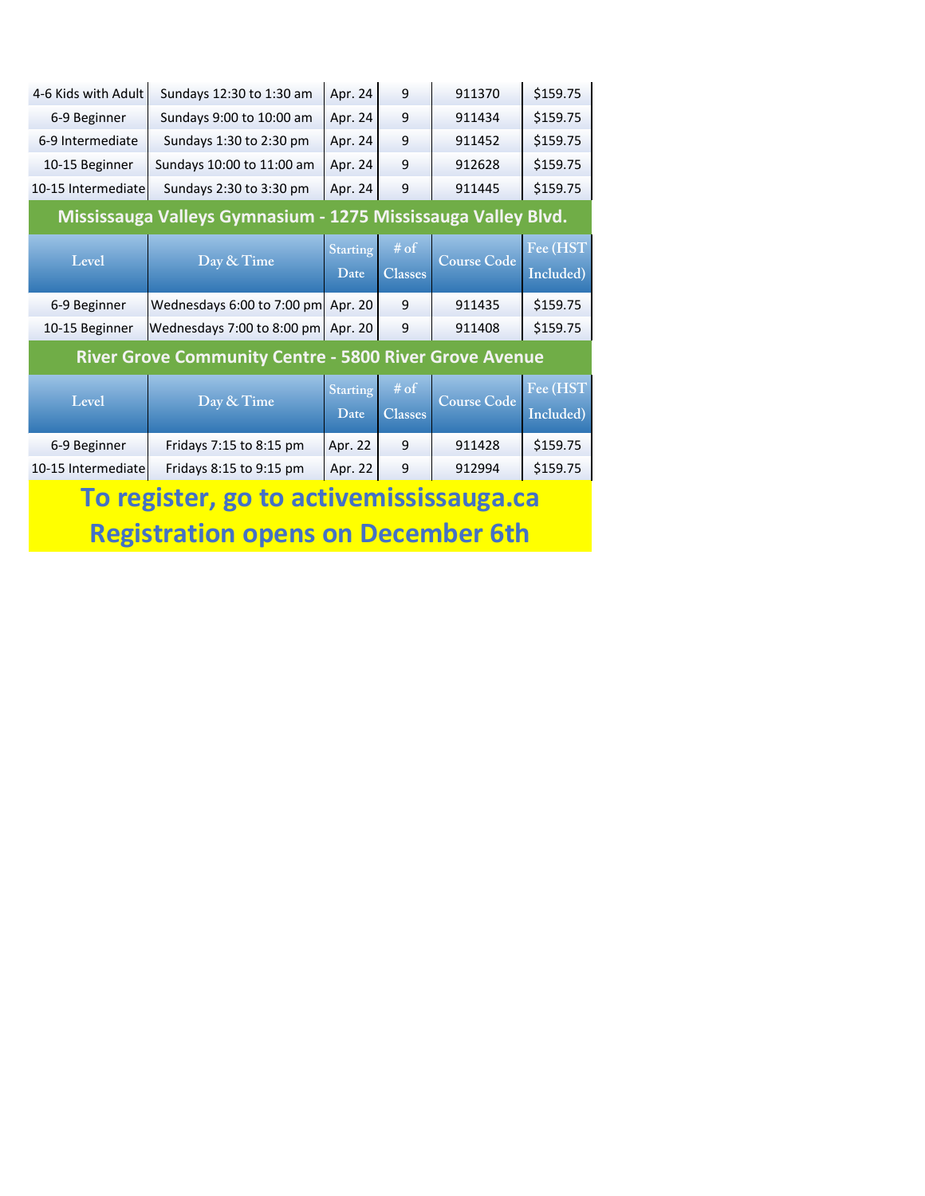| | | | | | |
|---|---|---|---|---|---|
| 4-6 Kids with Adult | Sundays 12:30 to 1:30 am | Apr. 24 | 9 | 911370 | $159.75 |
| 6-9 Beginner | Sundays 9:00 to 10:00 am | Apr. 24 | 9 | 911434 | $159.75 |
| 6-9 Intermediate | Sundays 1:30 to 2:30 pm | Apr. 24 | 9 | 911452 | $159.75 |
| 10-15 Beginner | Sundays 10:00 to 11:00 am | Apr. 24 | 9 | 912628 | $159.75 |
| 10-15 Intermediate | Sundays 2:30 to 3:30 pm | Apr. 24 | 9 | 911445 | $159.75 |

## Mississauga Valleys Gymnasium - 1275 Mississauga Valley Blvd.

| Level | Day & Time | Starting Date | # of Classes | Course Code | Fee (HST Included) |
|---|---|---|---|---|---|
| 6-9 Beginner | Wednesdays 6:00 to 7:00 pm | Apr. 20 | 9 | 911435 | $159.75 |
| 10-15 Beginner | Wednesdays 7:00 to 8:00 pm | Apr. 20 | 9 | 911408 | $159.75 |

## River Grove Community Centre - 5800 River Grove Avenue

| Level | Day & Time | Starting Date | # of Classes | Course Code | Fee (HST Included) |
|---|---|---|---|---|---|
| 6-9 Beginner | Fridays 7:15 to 8:15 pm | Apr. 22 | 9 | 911428 | $159.75 |
| 10-15 Intermediate | Fridays 8:15 to 9:15 pm | Apr. 22 | 9 | 912994 | $159.75 |

**To register, go to activemississauga.ca**

**Registration opens on December 6th**